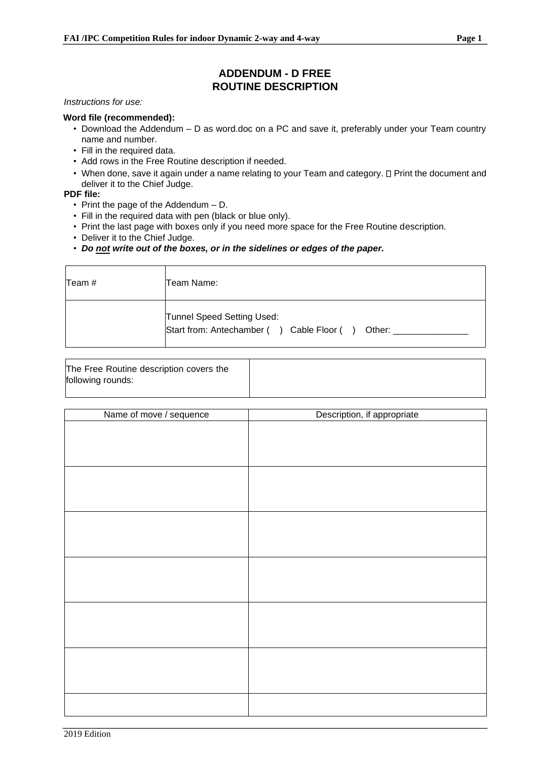# ADDENDUM - D FREE ROUTINE DESCRIPTION

*Instructions for use:*

**Word file (recommended):**

- Download the Addendum – D as word.doc on a PC and save it, preferably under your Team country name and number.
- Fill in the required data.
- Add rows in the Free Routine description if needed.
- When done, save it again under a name relating to your Team and category.  Print the document and deliver it to the Chief Judge.

**PDF file:**

- Print the page of the Addendum – D.
- Fill in the required data with pen (black or blue only).
- Print the last page with boxes only if you need more space for the Free Routine description.
- Deliver it to the Chief Judge.
- ***Do <u>not</u> write out of the boxes, or in the sidelines or edges of the paper.***

| Team # | Team Name: |
|---|---|
| | Tunnel Speed Setting Used:<br>Start from: Antechamber (   )   Cable Floor (   )   Other: _______________ |

| The Free Routine description covers the following rounds: | |
|---|---|

| Name of move / sequence | Description, if appropriate |
|---|---|
| | |
| | |
| | |
| | |
| | |
| | |
| | |